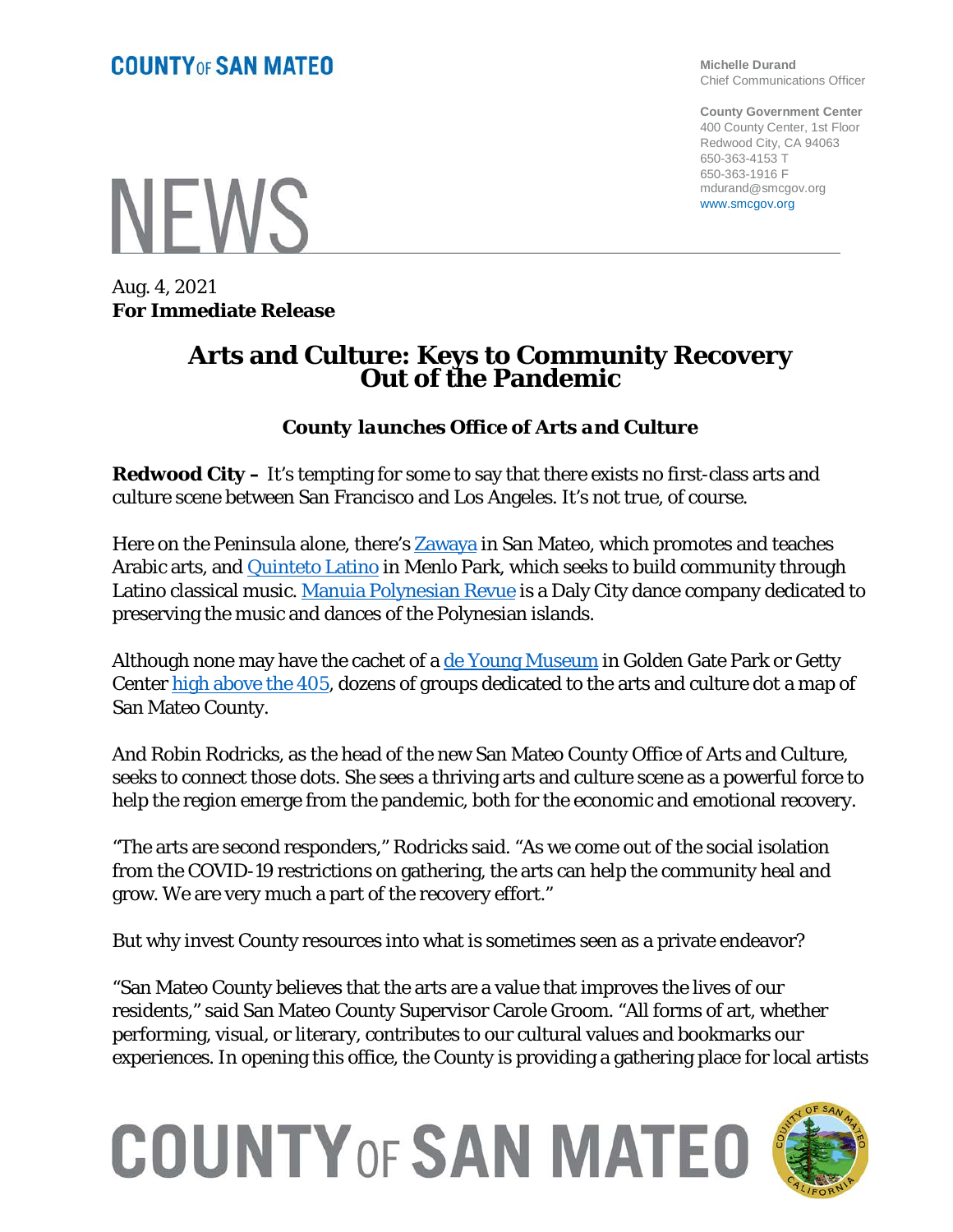**COUNTY OF SAN MATEO**

**Michelle Durand**
Chief Communications Officer

**County Government Center**
400 County Center, 1st Floor
Redwood City, CA 94063
650-363-4153 T
650-363-1916 F
mdurand@smcgov.org
www.smcgov.org

# NEWS

Aug. 4, 2021
**For Immediate Release**

## Arts and Culture: Keys to Community Recovery Out of the Pandemic

### *County launches Office of Arts and Culture*

**Redwood City –** It's tempting for some to say that there exists no first-class arts and culture scene between San Francisco and Los Angeles. It's not true, of course.

Here on the Peninsula alone, there's Zawaya in San Mateo, which promotes and teaches Arabic arts, and Quinteto Latino in Menlo Park, which seeks to build community through Latino classical music. Manuia Polynesian Revue is a Daly City dance company dedicated to preserving the music and dances of the Polynesian islands.

Although none may have the cachet of a de Young Museum in Golden Gate Park or Getty Center high above the 405, dozens of groups dedicated to the arts and culture dot a map of San Mateo County.

And Robin Rodricks, as the head of the new San Mateo County Office of Arts and Culture, seeks to connect those dots. She sees a thriving arts and culture scene as a powerful force to help the region emerge from the pandemic, both for the economic and emotional recovery.

"The arts are second responders," Rodricks said. "As we come out of the social isolation from the COVID-19 restrictions on gathering, the arts can help the community heal and grow. We are very much a part of the recovery effort."

But why invest County resources into what is sometimes seen as a private endeavor?

"San Mateo County believes that the arts are a value that improves the lives of our residents," said San Mateo County Supervisor Carole Groom. "All forms of art, whether performing, visual, or literary, contributes to our cultural values and bookmarks our experiences. In opening this office, the County is providing a gathering place for local artists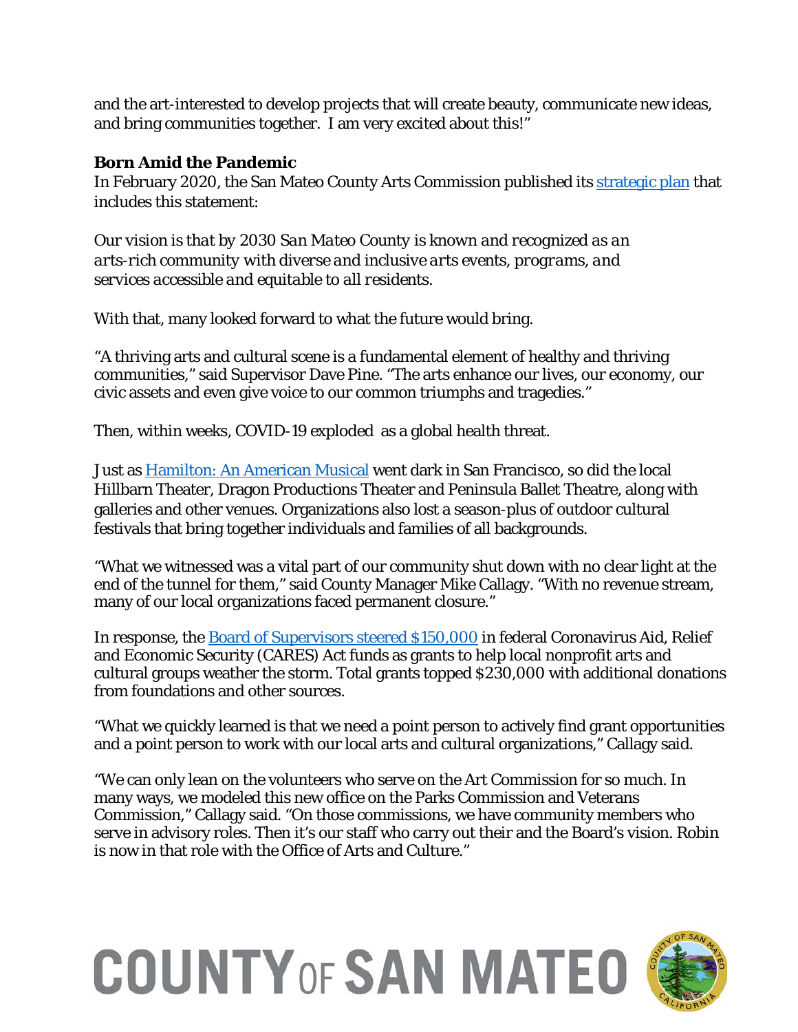and the art-interested to develop projects that will create beauty, communicate new ideas, and bring communities together. I am very excited about this!"

**Born Amid the Pandemic**

In February 2020, the San Mateo County Arts Commission published its [strategic plan](#) that includes this statement:

*Our vision is that by 2030 San Mateo County is known and recognized as an arts-rich community with diverse and inclusive arts events, programs, and services accessible and equitable to all residents.*

With that, many looked forward to what the future would bring.

"A thriving arts and cultural scene is a fundamental element of healthy and thriving communities," said Supervisor Dave Pine. "The arts enhance our lives, our economy, our civic assets and even give voice to our common triumphs and tragedies."

Then, within weeks, COVID-19 exploded as a global health threat.

Just as [Hamilton: An American Musical](#) went dark in San Francisco, so did the local Hillbarn Theater, Dragon Productions Theater and Peninsula Ballet Theatre, along with galleries and other venues. Organizations also lost a season-plus of outdoor cultural festivals that bring together individuals and families of all backgrounds.

"What we witnessed was a vital part of our community shut down with no clear light at the end of the tunnel for them," said County Manager Mike Callagy. "With no revenue stream, many of our local organizations faced permanent closure."

In response, the [Board of Supervisors steered $150,000](#) in federal Coronavirus Aid, Relief and Economic Security (CARES) Act funds as grants to help local nonprofit arts and cultural groups weather the storm. Total grants topped $230,000 with additional donations from foundations and other sources.

"What we quickly learned is that we need a point person to actively find grant opportunities and a point person to work with our local arts and cultural organizations," Callagy said.

"We can only lean on the volunteers who serve on the Art Commission for so much. In many ways, we modeled this new office on the Parks Commission and Veterans Commission," Callagy said. "On those commissions, we have community members who serve in advisory roles. Then it's our staff who carry out their and the Board's vision. Robin is now in that role with the Office of Arts and Culture."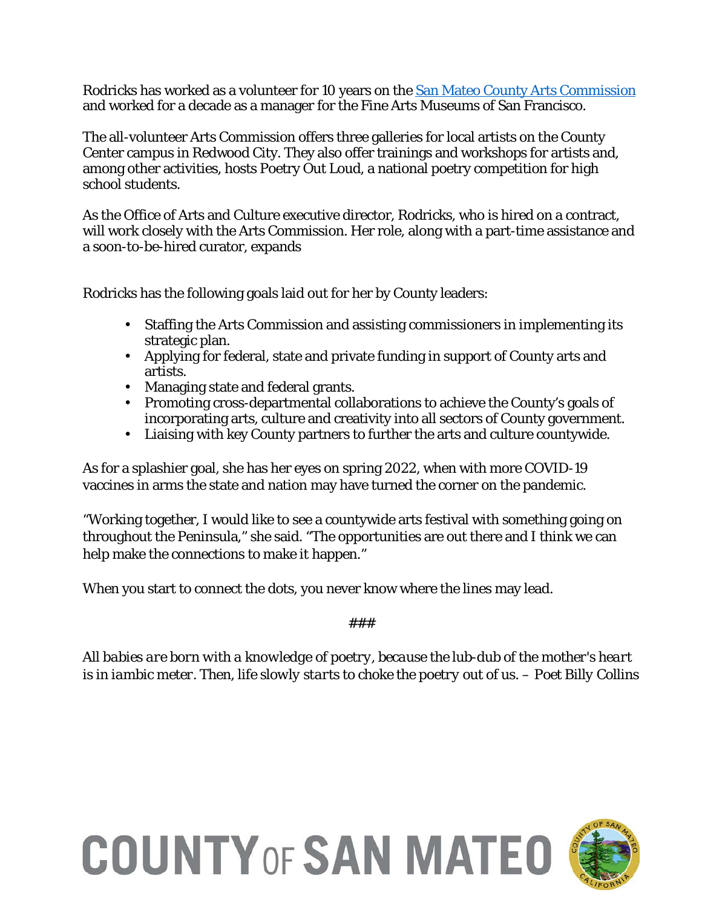Rodricks has worked as a volunteer for 10 years on the [San Mateo County Arts Commission](#) and worked for a decade as a manager for the Fine Arts Museums of San Francisco.

The all-volunteer Arts Commission offers three galleries for local artists on the County Center campus in Redwood City. They also offer trainings and workshops for artists and, among other activities, hosts Poetry Out Loud, a national poetry competition for high school students.

As the Office of Arts and Culture executive director, Rodricks, who is hired on a contract, will work closely with the Arts Commission. Her role, along with a part-time assistance and a soon-to-be-hired curator, expands

Rodricks has the following goals laid out for her by County leaders:

- Staffing the Arts Commission and assisting commissioners in implementing its strategic plan.
- Applying for federal, state and private funding in support of County arts and artists.
- Managing state and federal grants.
- Promoting cross-departmental collaborations to achieve the County's goals of incorporating arts, culture and creativity into all sectors of County government.
- Liaising with key County partners to further the arts and culture countywide.

As for a splashier goal, she has her eyes on spring 2022, when with more COVID-19 vaccines in arms the state and nation may have turned the corner on the pandemic.

"Working together, I would like to see a countywide arts festival with something going on throughout the Peninsula," she said. "The opportunities are out there and I think we can help make the connections to make it happen."

When you start to connect the dots, you never know where the lines may lead.

###

*All babies are born with a knowledge of poetry, because the lub-dub of the mother's heart is in iambic meter. Then, life slowly starts to choke the poetry out of us.* – Poet Billy Collins